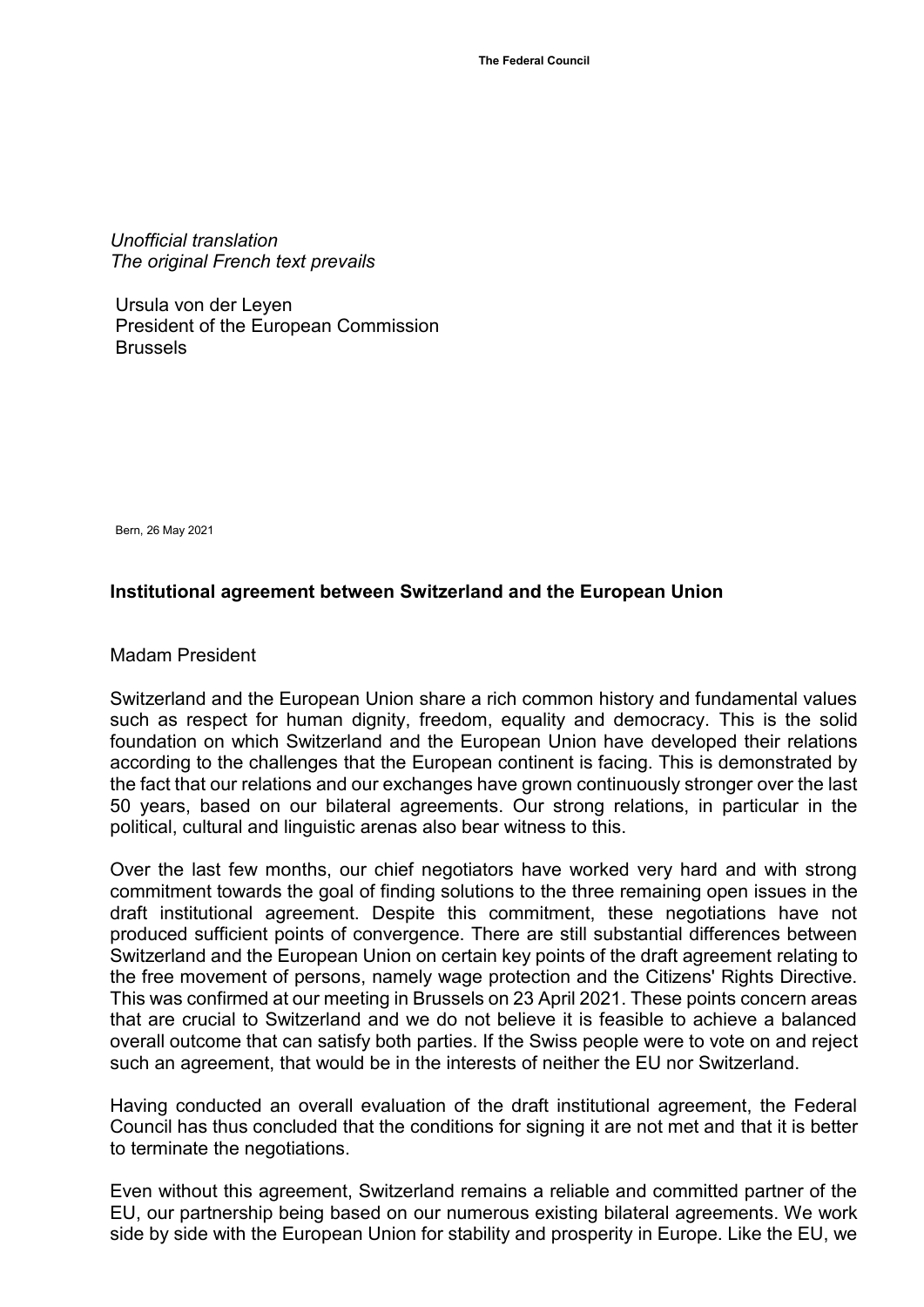**The Federal Council**

*Unofficial translation*
*The original French text prevails*

Ursula von der Leyen
President of the European Commission
Brussels

Bern, 26 May 2021

**Institutional agreement between Switzerland and the European Union**

Madam President

Switzerland and the European Union share a rich common history and fundamental values such as respect for human dignity, freedom, equality and democracy. This is the solid foundation on which Switzerland and the European Union have developed their relations according to the challenges that the European continent is facing. This is demonstrated by the fact that our relations and our exchanges have grown continuously stronger over the last 50 years, based on our bilateral agreements. Our strong relations, in particular in the political, cultural and linguistic arenas also bear witness to this.

Over the last few months, our chief negotiators have worked very hard and with strong commitment towards the goal of finding solutions to the three remaining open issues in the draft institutional agreement. Despite this commitment, these negotiations have not produced sufficient points of convergence. There are still substantial differences between Switzerland and the European Union on certain key points of the draft agreement relating to the free movement of persons, namely wage protection and the Citizens' Rights Directive. This was confirmed at our meeting in Brussels on 23 April 2021. These points concern areas that are crucial to Switzerland and we do not believe it is feasible to achieve a balanced overall outcome that can satisfy both parties. If the Swiss people were to vote on and reject such an agreement, that would be in the interests of neither the EU nor Switzerland.

Having conducted an overall evaluation of the draft institutional agreement, the Federal Council has thus concluded that the conditions for signing it are not met and that it is better to terminate the negotiations.

Even without this agreement, Switzerland remains a reliable and committed partner of the EU, our partnership being based on our numerous existing bilateral agreements. We work side by side with the European Union for stability and prosperity in Europe. Like the EU, we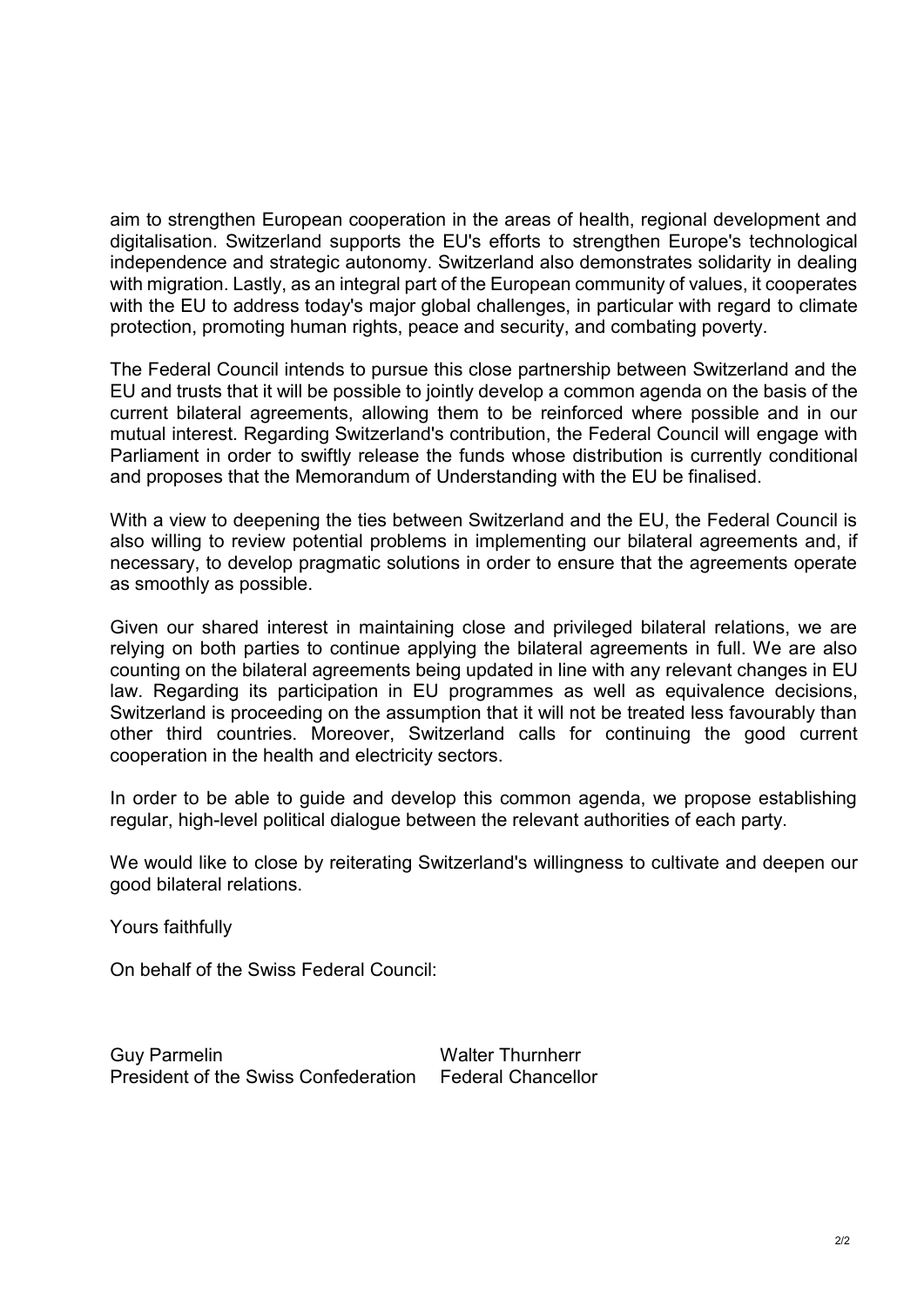aim to strengthen European cooperation in the areas of health, regional development and digitalisation. Switzerland supports the EU's efforts to strengthen Europe's technological independence and strategic autonomy. Switzerland also demonstrates solidarity in dealing with migration. Lastly, as an integral part of the European community of values, it cooperates with the EU to address today's major global challenges, in particular with regard to climate protection, promoting human rights, peace and security, and combating poverty.

The Federal Council intends to pursue this close partnership between Switzerland and the EU and trusts that it will be possible to jointly develop a common agenda on the basis of the current bilateral agreements, allowing them to be reinforced where possible and in our mutual interest. Regarding Switzerland's contribution, the Federal Council will engage with Parliament in order to swiftly release the funds whose distribution is currently conditional and proposes that the Memorandum of Understanding with the EU be finalised.

With a view to deepening the ties between Switzerland and the EU, the Federal Council is also willing to review potential problems in implementing our bilateral agreements and, if necessary, to develop pragmatic solutions in order to ensure that the agreements operate as smoothly as possible.

Given our shared interest in maintaining close and privileged bilateral relations, we are relying on both parties to continue applying the bilateral agreements in full. We are also counting on the bilateral agreements being updated in line with any relevant changes in EU law. Regarding its participation in EU programmes as well as equivalence decisions, Switzerland is proceeding on the assumption that it will not be treated less favourably than other third countries. Moreover, Switzerland calls for continuing the good current cooperation in the health and electricity sectors.

In order to be able to guide and develop this common agenda, we propose establishing regular, high-level political dialogue between the relevant authorities of each party.

We would like to close by reiterating Switzerland's willingness to cultivate and deepen our good bilateral relations.

Yours faithfully

On behalf of the Swiss Federal Council:

| | |
|---|---|
| Guy Parmelin | Walter Thurnherr |
| President of the Swiss Confederation | Federal Chancellor |